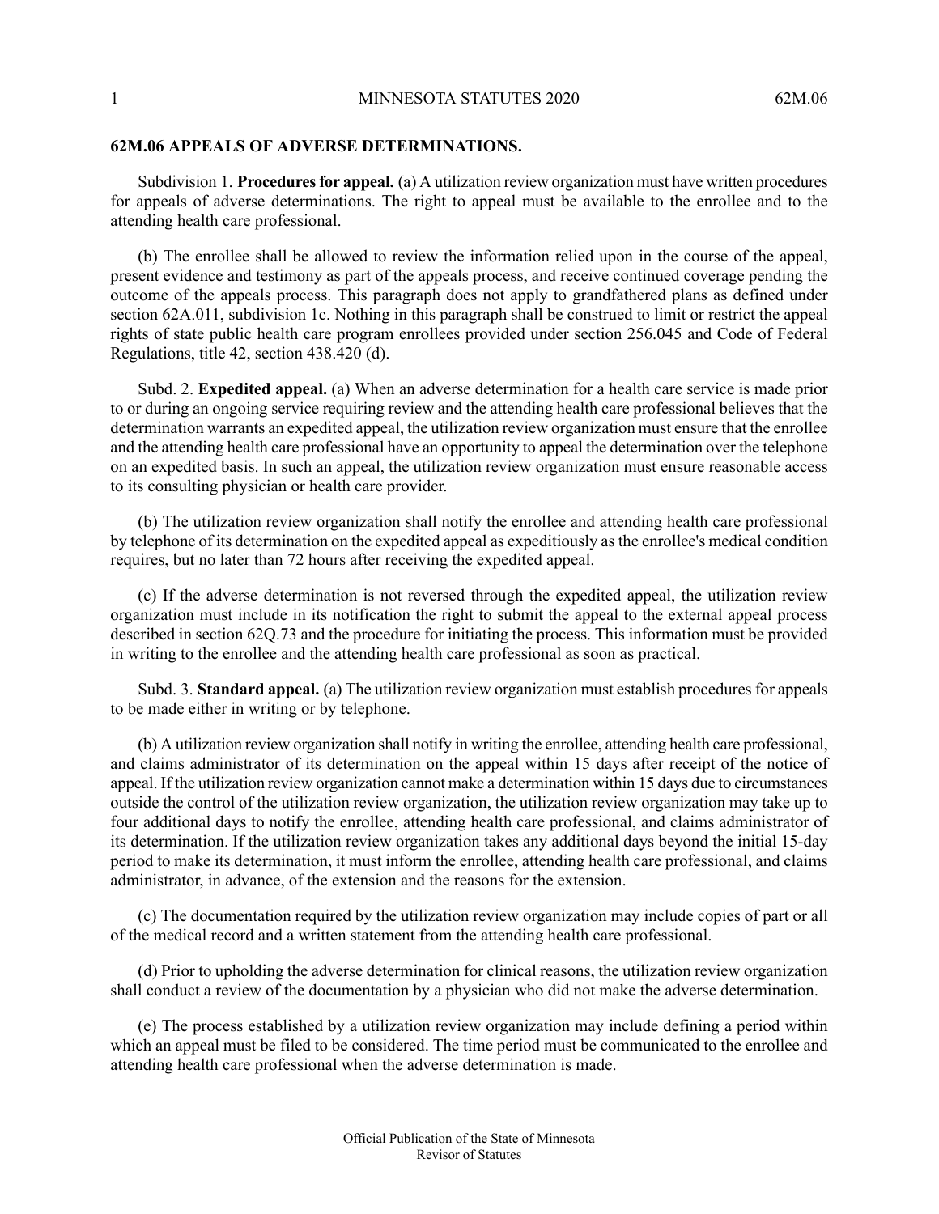## 62M.06 APPEALS OF ADVERSE DETERMINATIONS.

Subdivision 1. **Procedures for appeal.** (a) A utilization review organization must have written procedures for appeals of adverse determinations. The right to appeal must be available to the enrollee and to the attending health care professional.

(b) The enrollee shall be allowed to review the information relied upon in the course of the appeal, present evidence and testimony as part of the appeals process, and receive continued coverage pending the outcome of the appeals process. This paragraph does not apply to grandfathered plans as defined under section 62A.011, subdivision 1c. Nothing in this paragraph shall be construed to limit or restrict the appeal rights of state public health care program enrollees provided under section 256.045 and Code of Federal Regulations, title 42, section 438.420 (d).

Subd. 2. **Expedited appeal.** (a) When an adverse determination for a health care service is made prior to or during an ongoing service requiring review and the attending health care professional believes that the determination warrants an expedited appeal, the utilization review organization must ensure that the enrollee and the attending health care professional have an opportunity to appeal the determination over the telephone on an expedited basis. In such an appeal, the utilization review organization must ensure reasonable access to its consulting physician or health care provider.

(b) The utilization review organization shall notify the enrollee and attending health care professional by telephone of its determination on the expedited appeal as expeditiously as the enrollee's medical condition requires, but no later than 72 hours after receiving the expedited appeal.

(c) If the adverse determination is not reversed through the expedited appeal, the utilization review organization must include in its notification the right to submit the appeal to the external appeal process described in section 62Q.73 and the procedure for initiating the process. This information must be provided in writing to the enrollee and the attending health care professional as soon as practical.

Subd. 3. **Standard appeal.** (a) The utilization review organization must establish procedures for appeals to be made either in writing or by telephone.

(b) A utilization review organization shall notify in writing the enrollee, attending health care professional, and claims administrator of its determination on the appeal within 15 days after receipt of the notice of appeal. If the utilization review organization cannot make a determination within 15 days due to circumstances outside the control of the utilization review organization, the utilization review organization may take up to four additional days to notify the enrollee, attending health care professional, and claims administrator of its determination. If the utilization review organization takes any additional days beyond the initial 15-day period to make its determination, it must inform the enrollee, attending health care professional, and claims administrator, in advance, of the extension and the reasons for the extension.

(c) The documentation required by the utilization review organization may include copies of part or all of the medical record and a written statement from the attending health care professional.

(d) Prior to upholding the adverse determination for clinical reasons, the utilization review organization shall conduct a review of the documentation by a physician who did not make the adverse determination.

(e) The process established by a utilization review organization may include defining a period within which an appeal must be filed to be considered. The time period must be communicated to the enrollee and attending health care professional when the adverse determination is made.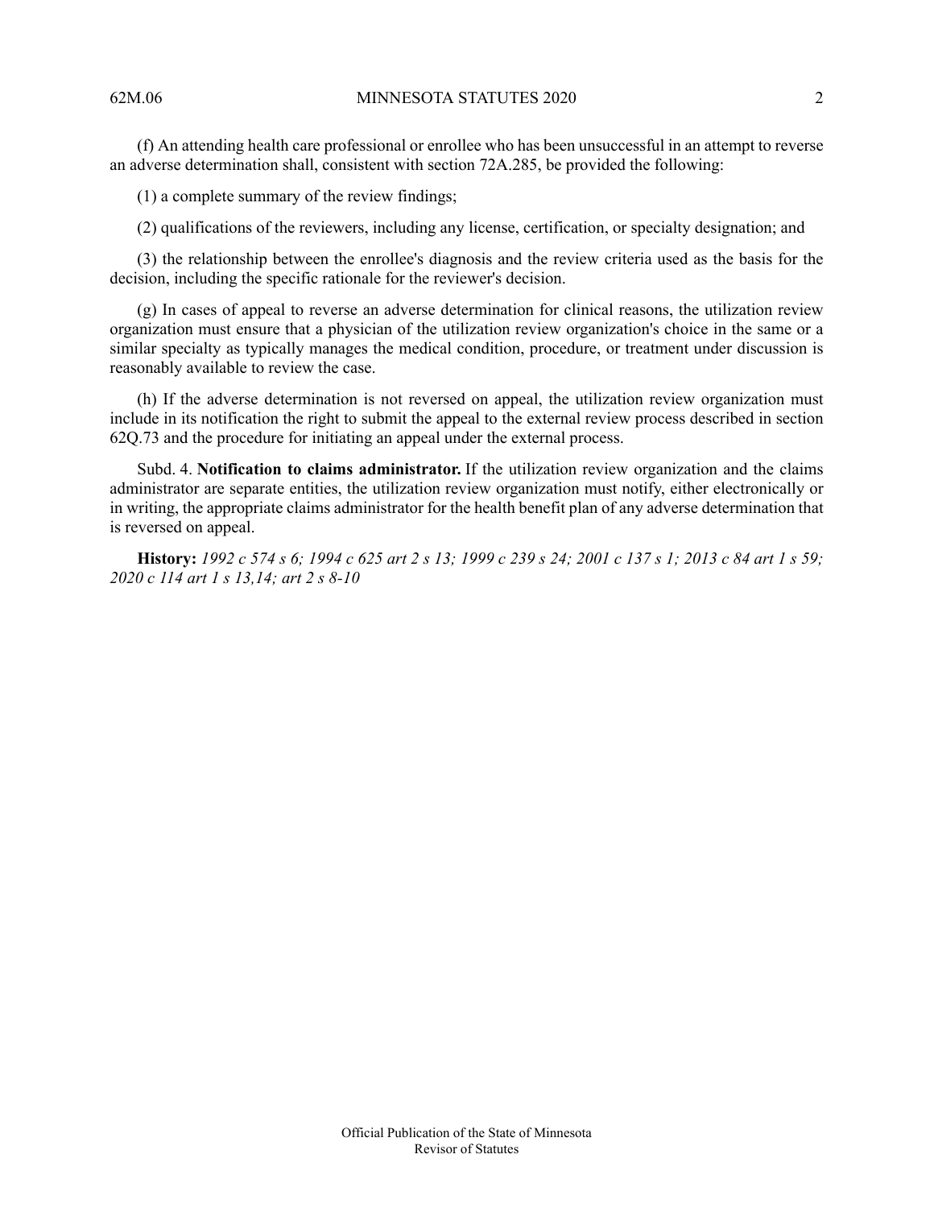(f) An attending health care professional or enrollee who has been unsuccessful in an attempt to reverse an adverse determination shall, consistent with section 72A.285, be provided the following:

(1) a complete summary of the review findings;

(2) qualifications of the reviewers, including any license, certification, or specialty designation; and

(3) the relationship between the enrollee's diagnosis and the review criteria used as the basis for the decision, including the specific rationale for the reviewer's decision.

(g) In cases of appeal to reverse an adverse determination for clinical reasons, the utilization review organization must ensure that a physician of the utilization review organization's choice in the same or a similar specialty as typically manages the medical condition, procedure, or treatment under discussion is reasonably available to review the case.

(h) If the adverse determination is not reversed on appeal, the utilization review organization must include in its notification the right to submit the appeal to the external review process described in section 62Q.73 and the procedure for initiating an appeal under the external process.

Subd. 4. **Notification to claims administrator.** If the utilization review organization and the claims administrator are separate entities, the utilization review organization must notify, either electronically or in writing, the appropriate claims administrator for the health benefit plan of any adverse determination that is reversed on appeal.

**History:** *1992 c 574 s 6; 1994 c 625 art 2 s 13; 1999 c 239 s 24; 2001 c 137 s 1; 2013 c 84 art 1 s 59; 2020 c 114 art 1 s 13,14; art 2 s 8-10*